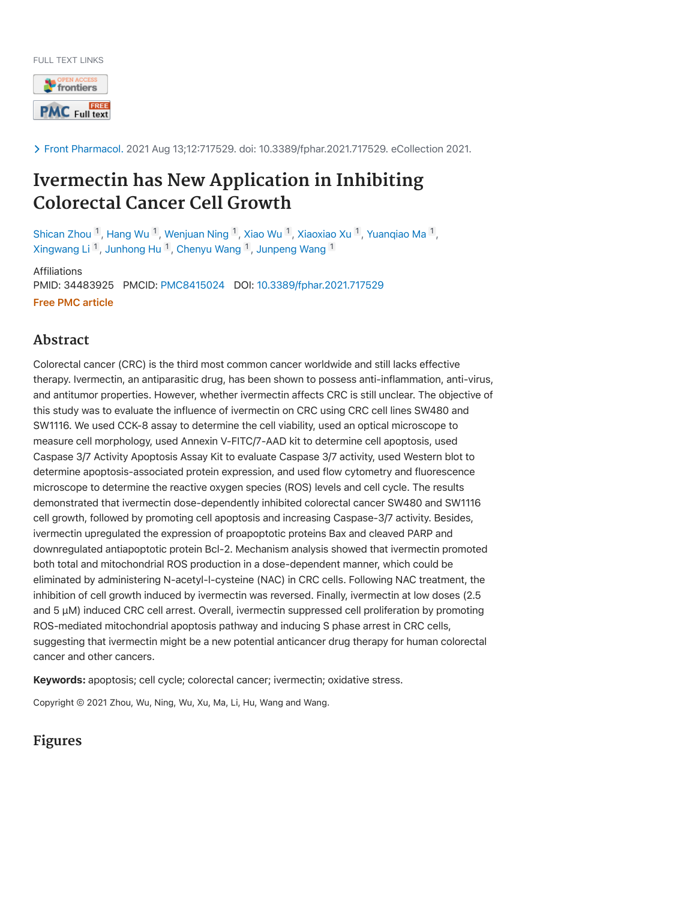FULL TEXT LINKS

Front Pharmacol. 2021 Aug 13;12:717529. doi: 10.3389/fphar.2021.717529. eCollection 2021.

# Ivermectin has New Application in Inhibiting Colorectal Cancer Cell Growth

Shican Zhou [1], Hang Wu [1], Wenjuan Ning [1], Xiao Wu [1], Xiaoxiao Xu [1], Yuanqiao Ma [1], Xingwang Li [1], Junhong Hu [1], Chenyu Wang [1], Junpeng Wang [1]

Affiliations

PMID: 34483925 PMCID: PMC8415024 DOI: 10.3389/fphar.2021.717529

Free PMC article

## Abstract

Colorectal cancer (CRC) is the third most common cancer worldwide and still lacks effective therapy. Ivermectin, an antiparasitic drug, has been shown to possess anti-inflammation, anti-virus, and antitumor properties. However, whether ivermectin affects CRC is still unclear. The objective of this study was to evaluate the influence of ivermectin on CRC using CRC cell lines SW480 and SW1116. We used CCK-8 assay to determine the cell viability, used an optical microscope to measure cell morphology, used Annexin V-FITC/7-AAD kit to determine cell apoptosis, used Caspase 3/7 Activity Apoptosis Assay Kit to evaluate Caspase 3/7 activity, used Western blot to determine apoptosis-associated protein expression, and used flow cytometry and fluorescence microscope to determine the reactive oxygen species (ROS) levels and cell cycle. The results demonstrated that ivermectin dose-dependently inhibited colorectal cancer SW480 and SW1116 cell growth, followed by promoting cell apoptosis and increasing Caspase-3/7 activity. Besides, ivermectin upregulated the expression of proapoptotic proteins Bax and cleaved PARP and downregulated antiapoptotic protein Bcl-2. Mechanism analysis showed that ivermectin promoted both total and mitochondrial ROS production in a dose-dependent manner, which could be eliminated by administering N-acetyl-l-cysteine (NAC) in CRC cells. Following NAC treatment, the inhibition of cell growth induced by ivermectin was reversed. Finally, ivermectin at low doses (2.5 and 5 μM) induced CRC cell arrest. Overall, ivermectin suppressed cell proliferation by promoting ROS-mediated mitochondrial apoptosis pathway and inducing S phase arrest in CRC cells, suggesting that ivermectin might be a new potential anticancer drug therapy for human colorectal cancer and other cancers.

**Keywords:** apoptosis; cell cycle; colorectal cancer; ivermectin; oxidative stress.

Copyright © 2021 Zhou, Wu, Ning, Wu, Xu, Ma, Li, Hu, Wang and Wang.

## Figures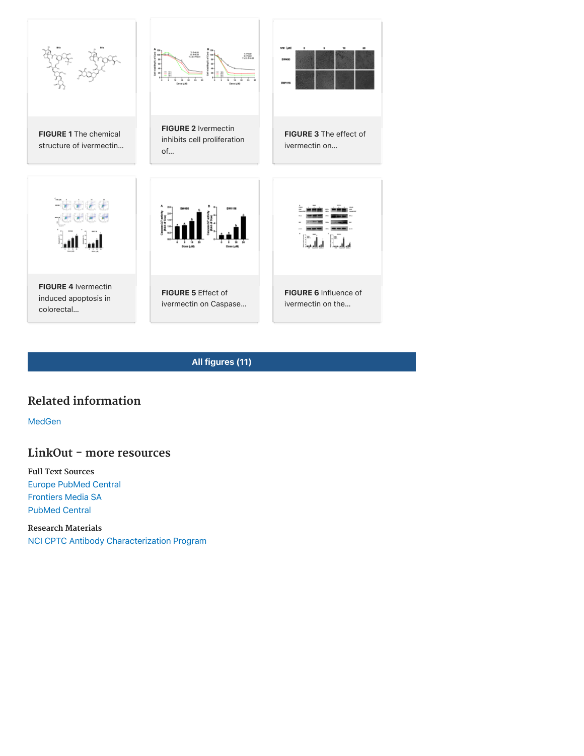**FIGURE 1** The chemical structure of ivermectin...

**FIGURE 2** Ivermectin inhibits cell proliferation of...

**FIGURE 3** The effect of ivermectin on...

**FIGURE 4** Ivermectin induced apoptosis in colorectal...

**FIGURE 5** Effect of ivermectin on Caspase...

**FIGURE 6** Influence of ivermectin on the...

All figures (11)

## Related information

MedGen

## LinkOut - more resources

### Full Text Sources

Europe PubMed Central

Frontiers Media SA

PubMed Central

### Research Materials

NCI CPTC Antibody Characterization Program